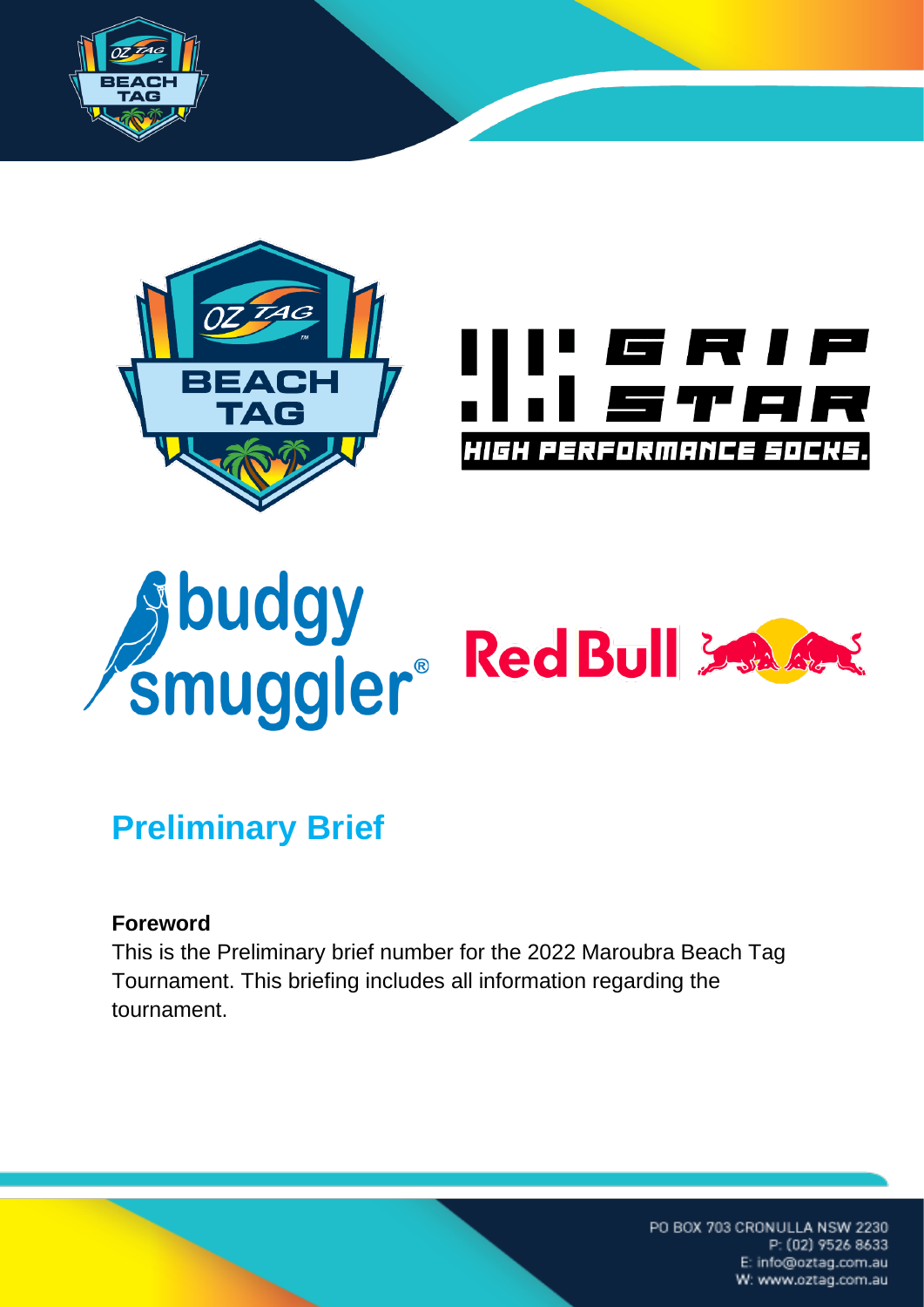# Preliminary Brief

**Foreword**

This is the Preliminary brief number for the 2022 Maroubra Beach Tag Tournament. This briefing includes all information regarding the tournament.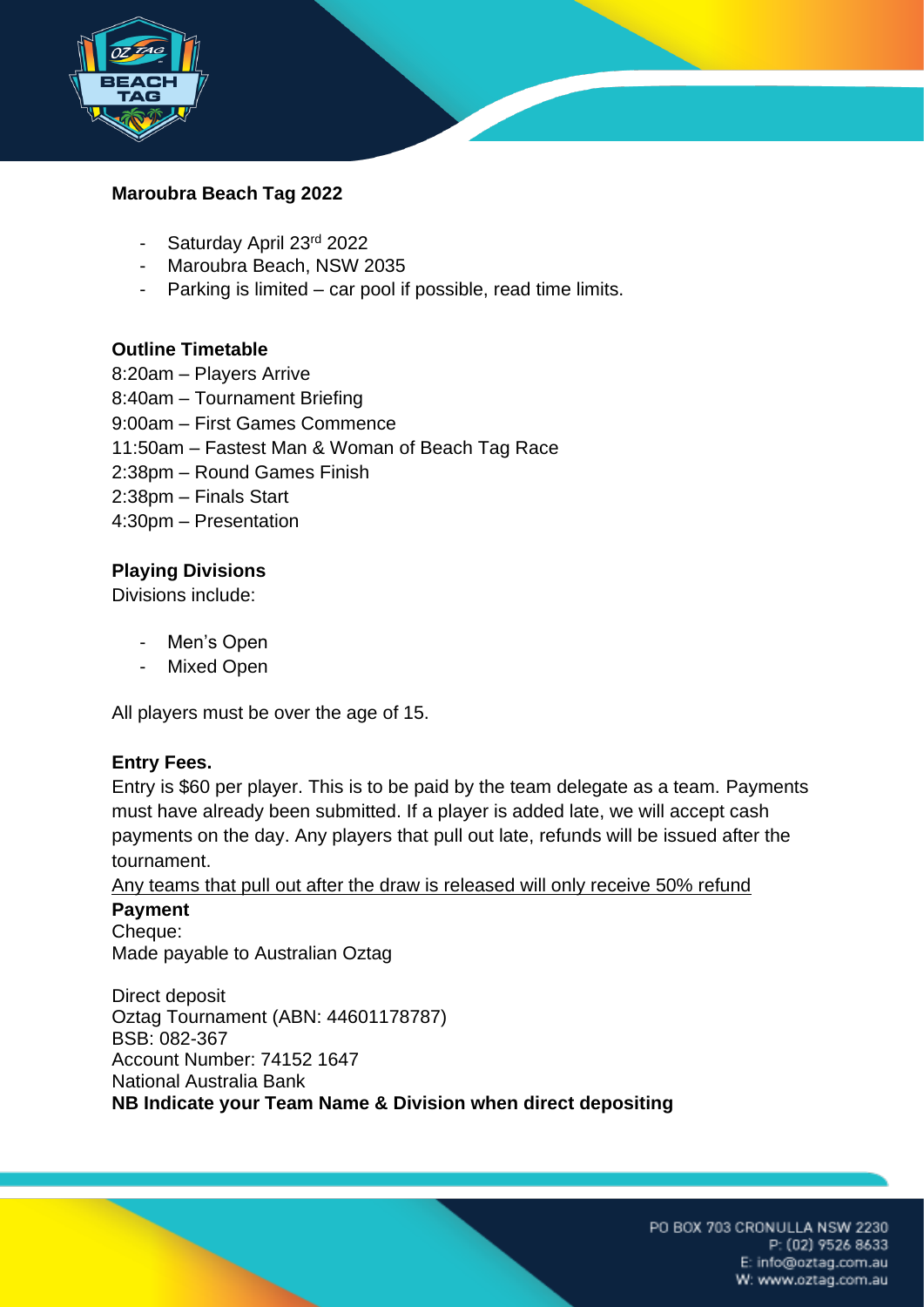## Maroubra Beach Tag 2022

- Saturday April 23rd 2022
- Maroubra Beach, NSW 2035
- Parking is limited – car pool if possible, read time limits.

### Outline Timetable

8:20am – Players Arrive
8:40am – Tournament Briefing
9:00am – First Games Commence
11:50am – Fastest Man & Woman of Beach Tag Race
2:38pm – Round Games Finish
2:38pm – Finals Start
4:30pm – Presentation

### Playing Divisions

Divisions include:

- Men's Open
- Mixed Open

All players must be over the age of 15.

### Entry Fees.

Entry is $60 per player. This is to be paid by the team delegate as a team. Payments must have already been submitted. If a player is added late, we will accept cash payments on the day. Any players that pull out late, refunds will be issued after the tournament.

<u>Any teams that pull out after the draw is released will only receive 50% refund</u>

### Payment

Cheque:
Made payable to Australian Oztag

Direct deposit
Oztag Tournament (ABN: 44601178787)
BSB: 082-367
Account Number: 74152 1647
National Australia Bank
**NB Indicate your Team Name & Division when direct depositing**

PO BOX 703 CRONULLA NSW 2230
P: (02) 9526 8633
E: info@oztag.com.au
W: www.oztag.com.au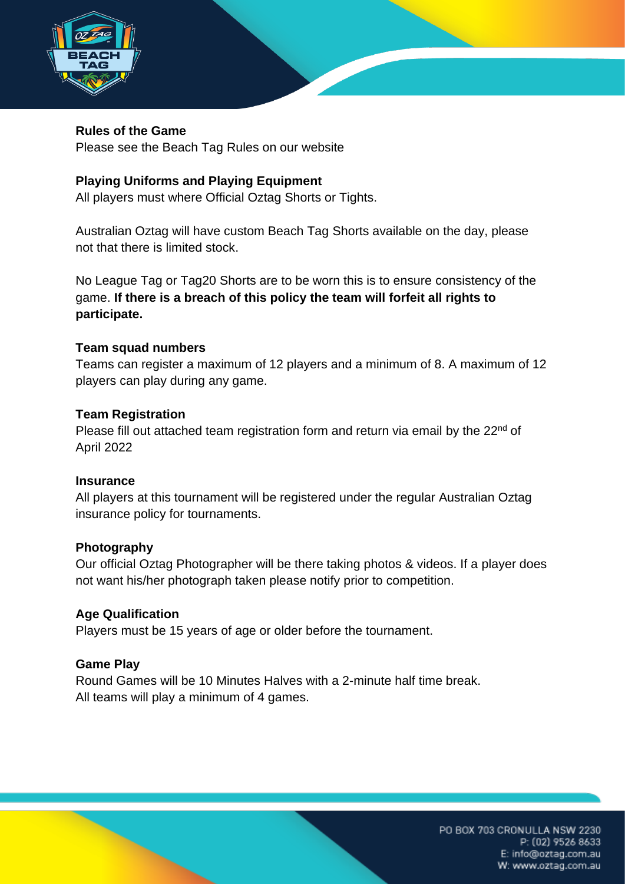**Rules of the Game**

Please see the Beach Tag Rules on our website

**Playing Uniforms and Playing Equipment**

All players must where Official Oztag Shorts or Tights.

Australian Oztag will have custom Beach Tag Shorts available on the day, please not that there is limited stock.

No League Tag or Tag20 Shorts are to be worn this is to ensure consistency of the game. **If there is a breach of this policy the team will forfeit all rights to participate.**

**Team squad numbers**

Teams can register a maximum of 12 players and a minimum of 8. A maximum of 12 players can play during any game.

**Team Registration**

Please fill out attached team registration form and return via email by the 22nd of April 2022

**Insurance**

All players at this tournament will be registered under the regular Australian Oztag insurance policy for tournaments.

**Photography**

Our official Oztag Photographer will be there taking photos & videos. If a player does not want his/her photograph taken please notify prior to competition.

**Age Qualification**

Players must be 15 years of age or older before the tournament.

**Game Play**

Round Games will be 10 Minutes Halves with a 2-minute half time break.
All teams will play a minimum of 4 games.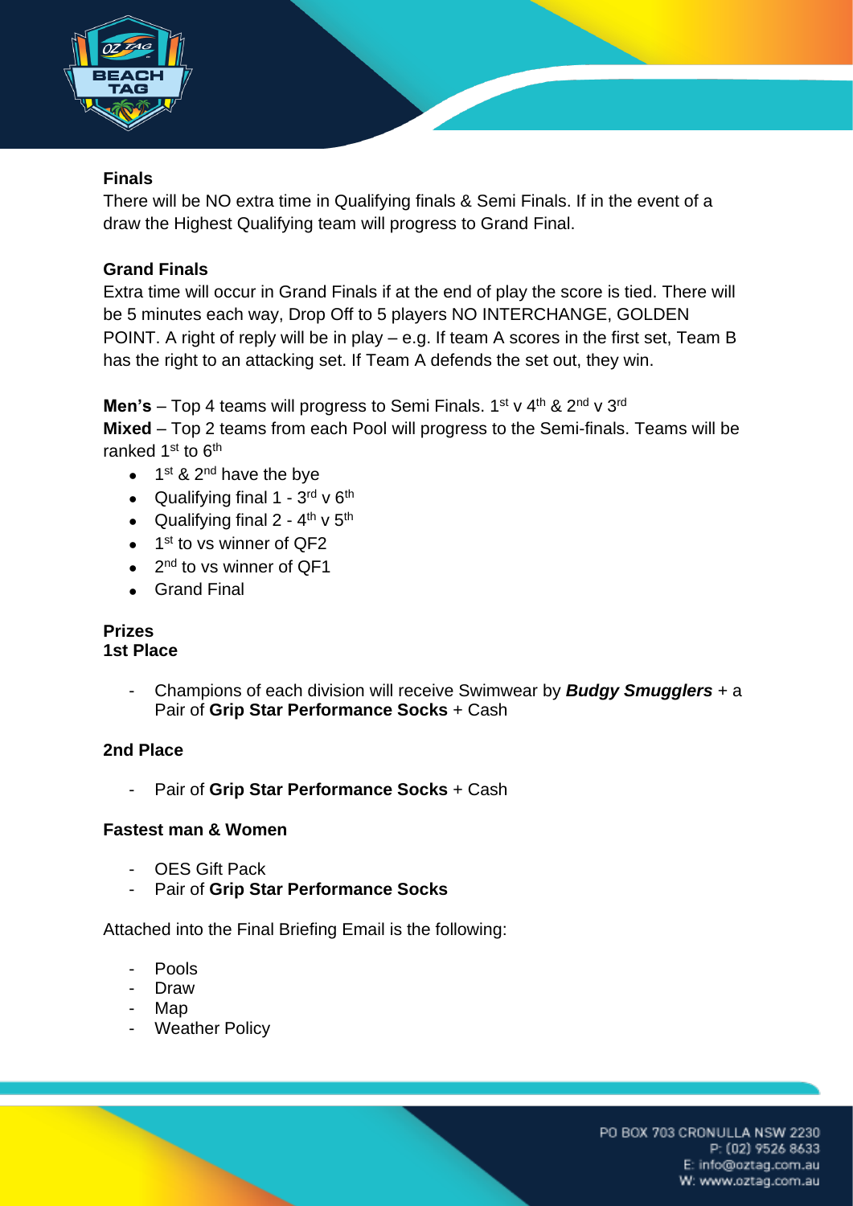**Finals**

There will be NO extra time in Qualifying finals & Semi Finals. If in the event of a draw the Highest Qualifying team will progress to Grand Final.

**Grand Finals**

Extra time will occur in Grand Finals if at the end of play the score is tied. There will be 5 minutes each way, Drop Off to 5 players NO INTERCHANGE, GOLDEN POINT. A right of reply will be in play – e.g. If team A scores in the first set, Team B has the right to an attacking set. If Team A defends the set out, they win.

**Men's** – Top 4 teams will progress to Semi Finals. 1st v 4th & 2nd v 3rd

**Mixed** – Top 2 teams from each Pool will progress to the Semi-finals. Teams will be ranked 1st to 6th

- 1st & 2nd have the bye
- Qualifying final 1 - 3rd v 6th
- Qualifying final 2 - 4th v 5th
- 1st to vs winner of QF2
- 2nd to vs winner of QF1
- Grand Final

**Prizes**

**1st Place**

- Champions of each division will receive Swimwear by ***Budgy Smugglers*** + a Pair of **Grip Star Performance Socks** + Cash

**2nd Place**

- Pair of **Grip Star Performance Socks** + Cash

**Fastest man & Women**

- OES Gift Pack
- Pair of **Grip Star Performance Socks**

Attached into the Final Briefing Email is the following:

- Pools
- Draw
- Map
- Weather Policy

PO BOX 703 CRONULLA NSW 2230
P: (02) 9526 8633
E: info@oztag.com.au
W: www.oztag.com.au